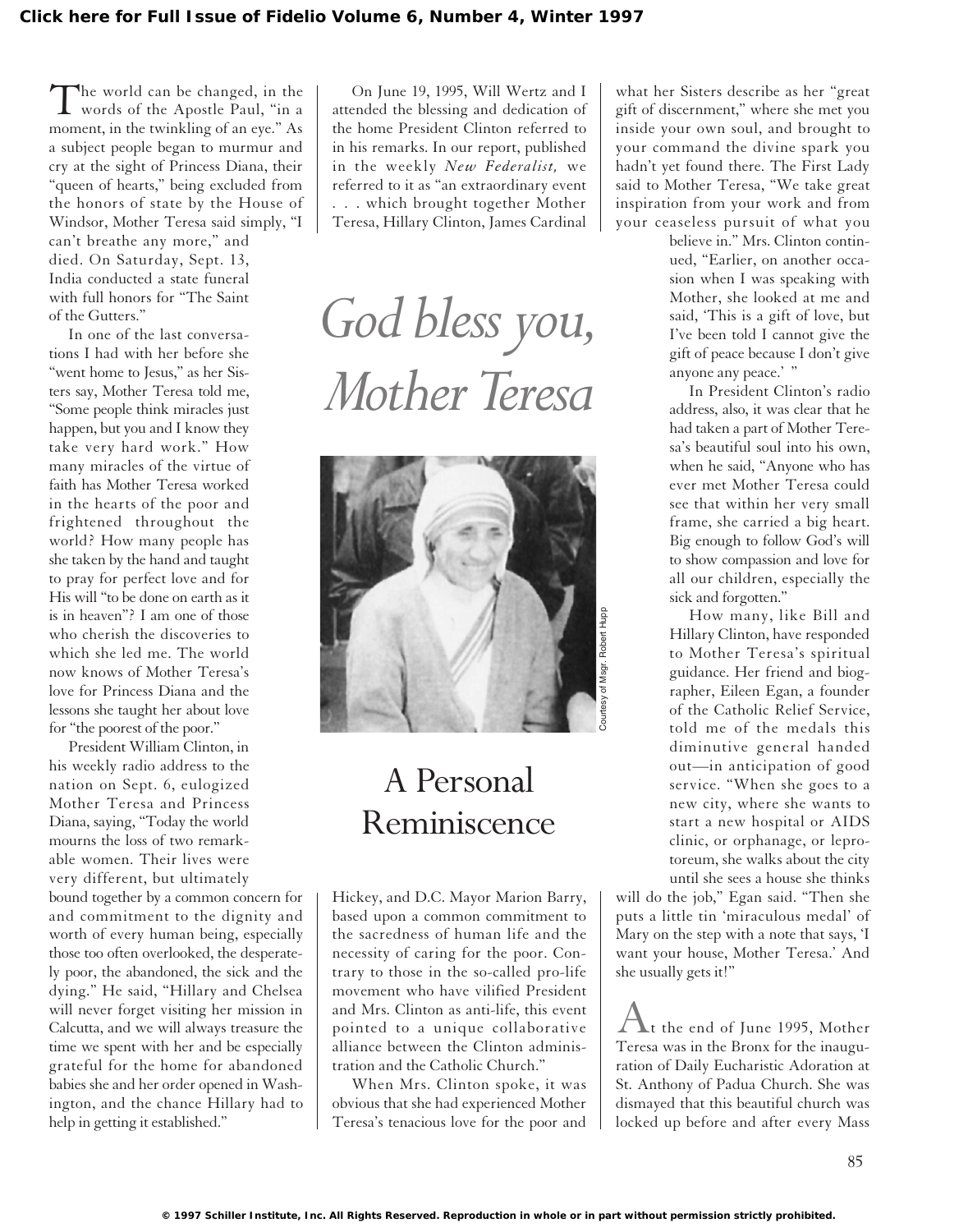# God bless you, Mother Teresa

## A Personal Reminiscence

The world can be changed, in the words of the Apostle Paul, "in a moment, in the twinkling of an eye." As a subject people began to murmur and cry at the sight of Princess Diana, their "queen of hearts," being excluded from the honors of state by the House of Windsor, Mother Teresa said simply, "I can't breathe any more," and died. On Saturday, Sept. 13, India conducted a state funeral with full honors for "The Saint of the Gutters."

In one of the last conversations I had with her before she "went home to Jesus," as her Sisters say, Mother Teresa told me, "Some people think miracles just happen, but you and I know they take very hard work." How many miracles of the virtue of faith has Mother Teresa worked in the hearts of the poor and frightened throughout the world? How many people has she taken by the hand and taught to pray for perfect love and for His will "to be done on earth as it is in heaven"? I am one of those who cherish the discoveries to which she led me. The world now knows of Mother Teresa's love for Princess Diana and the lessons she taught her about love for "the poorest of the poor."

President William Clinton, in his weekly radio address to the nation on Sept. 6, eulogized Mother Teresa and Princess Diana, saying, "Today the world mourns the loss of two remarkable women. Their lives were very different, but ultimately bound together by a common concern for and commitment to the dignity and worth of every human being, especially those too often overlooked, the desperately poor, the abandoned, the sick and the dying." He said, "Hillary and Chelsea will never forget visiting her mission in Calcutta, and we will always treasure the time we spent with her and be especially grateful for the home for abandoned babies she and her order opened in Washington, and the chance Hillary had to help in getting it established."

On June 19, 1995, Will Wertz and I attended the blessing and dedication of the home President Clinton referred to in his remarks. In our report, published in the weekly *New Federalist,* we referred to it as "an extraordinary event . . . which brought together Mother Teresa, Hillary Clinton, James Cardinal Hickey, and D.C. Mayor Marion Barry, based upon a common commitment to the sacredness of human life and the necessity of caring for the poor. Contrary to those in the so-called pro-life movement who have vilified President and Mrs. Clinton as anti-life, this event pointed to a unique collaborative alliance between the Clinton administration and the Catholic Church."

When Mrs. Clinton spoke, it was obvious that she had experienced Mother Teresa's tenacious love for the poor and what her Sisters describe as her "great gift of discernment," where she met you inside your own soul, and brought to your command the divine spark you hadn't yet found there. The First Lady said to Mother Teresa, "We take great inspiration from your work and from your ceaseless pursuit of what you believe in." Mrs. Clinton continued, "Earlier, on another occasion when I was speaking with Mother, she looked at me and said, 'This is a gift of love, but I've been told I cannot give the gift of peace because I don't give anyone any peace.' "

Courtesy of Msgr. Robert Hupp

In President Clinton's radio address, also, it was clear that he had taken a part of Mother Teresa's beautiful soul into his own, when he said, "Anyone who has ever met Mother Teresa could see that within her very small frame, she carried a big heart. Big enough to follow God's will to show compassion and love for all our children, especially the sick and forgotten."

How many, like Bill and Hillary Clinton, have responded to Mother Teresa's spiritual guidance. Her friend and biographer, Eileen Egan, a founder of the Catholic Relief Service, told me of the medals this diminutive general handed out—in anticipation of good service. "When she goes to a new city, where she wants to start a new hospital or AIDS clinic, or orphanage, or leprotoreum, she walks about the city until she sees a house she thinks will do the job," Egan said. "Then she puts a little tin 'miraculous medal' of Mary on the step with a note that says, 'I want your house, Mother Teresa.' And she usually gets it!"

At the end of June 1995, Mother Teresa was in the Bronx for the inauguration of Daily Eucharistic Adoration at St. Anthony of Padua Church. She was dismayed that this beautiful church was locked up before and after every Mass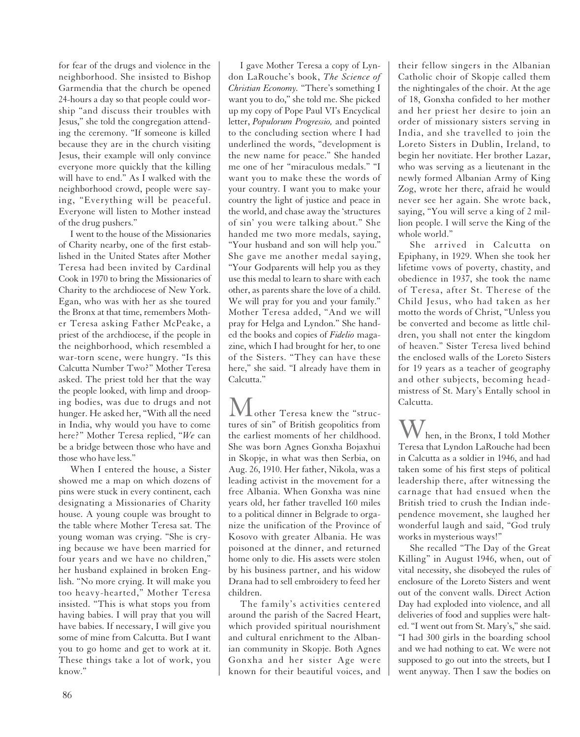for fear of the drugs and violence in the neighborhood. She insisted to Bishop Garmendia that the church be opened 24-hours a day so that people could worship "and discuss their troubles with Jesus," she told the congregation attending the ceremony. "If someone is killed because they are in the church visiting Jesus, their example will only convince everyone more quickly that the killing will have to end." As I walked with the neighborhood crowd, people were saying, "Everything will be peaceful. Everyone will listen to Mother instead of the drug pushers."

I went to the house of the Missionaries of Charity nearby, one of the first established in the United States after Mother Teresa had been invited by Cardinal Cook in 1970 to bring the Missionaries of Charity to the archdiocese of New York. Egan, who was with her as she toured the Bronx at that time, remembers Mother Teresa asking Father McPeake, a priest of the archdiocese, if the people in the neighborhood, which resembled a war-torn scene, were hungry. "Is this Calcutta Number Two?" Mother Teresa asked. The priest told her that the way the people looked, with limp and drooping bodies, was due to drugs and not hunger. He asked her, "With all the need in India, why would you have to come here?" Mother Teresa replied, "*We* can be a bridge between those who have and those who have less."

When I entered the house, a Sister showed me a map on which dozens of pins were stuck in every continent, each designating a Missionaries of Charity house. A young couple was brought to the table where Mother Teresa sat. The young woman was crying. "She is crying because we have been married for four years and we have no children," her husband explained in broken English. "No more crying. It will make you too heavy-hearted," Mother Teresa insisted. "This is what stops you from having babies. I will pray that you will have babies. If necessary, I will give you some of mine from Calcutta. But I want you to go home and get to work at it. These things take a lot of work, you know."

I gave Mother Teresa a copy of Lyndon LaRouche's book, *The Science of Christian Economy.* "There's something I want you to do," she told me. She picked up my copy of Pope Paul VI's Encyclical letter, *Populorum Progressio,* and pointed to the concluding section where I had underlined the words, "development is the new name for peace." She handed me one of her "miraculous medals." "I want you to make these the words of your country. I want you to make your country the light of justice and peace in the world, and chase away the 'structures of sin' you were talking about." She handed me two more medals, saying, "Your husband and son will help you." She gave me another medal saying, "Your Godparents will help you as they use this medal to learn to share with each other, as parents share the love of a child. We will pray for you and your family." Mother Teresa added, "And we will pray for Helga and Lyndon." She handed the books and copies of *Fidelio* magazine, which I had brought for her, to one of the Sisters. "They can have these here," she said. "I already have them in Calcutta."

Mother Teresa knew the "structures of sin" of British geopolitics from the earliest moments of her childhood. She was born Agnes Gonxha Bojaxhui in Skopje, in what was then Serbia, on Aug. 26, 1910. Her father, Nikola, was a leading activist in the movement for a free Albania. When Gonxha was nine years old, her father travelled 160 miles to a political dinner in Belgrade to organize the unification of the Province of Kosovo with greater Albania. He was poisoned at the dinner, and returned home only to die. His assets were stolen by his business partner, and his widow Drana had to sell embroidery to feed her children.

The family's activities centered around the parish of the Sacred Heart, which provided spiritual nourishment and cultural enrichment to the Albanian community in Skopje. Both Agnes Gonxha and her sister Age were known for their beautiful voices, and their fellow singers in the Albanian Catholic choir of Skopje called them the nightingales of the choir. At the age of 18, Gonxha confided to her mother and her priest her desire to join an order of missionary sisters serving in India, and she travelled to join the Loreto Sisters in Dublin, Ireland, to begin her novitiate. Her brother Lazar, who was serving as a lieutenant in the newly formed Albanian Army of King Zog, wrote her there, afraid he would never see her again. She wrote back, saying, "You will serve a king of 2 million people. I will serve the King of the whole world."

She arrived in Calcutta on Epiphany, in 1929. When she took her lifetime vows of poverty, chastity, and obedience in 1937, she took the name of Teresa, after St. Therese of the Child Jesus, who had taken as her motto the words of Christ, "Unless you be converted and become as little children, you shall not enter the kingdom of heaven." Sister Teresa lived behind the enclosed walls of the Loreto Sisters for 19 years as a teacher of geography and other subjects, becoming headmistress of St. Mary's Entally school in Calcutta.

When, in the Bronx, I told Mother Teresa that Lyndon LaRouche had been in Calcutta as a soldier in 1946, and had taken some of his first steps of political leadership there, after witnessing the carnage that had ensued when the British tried to crush the Indian independence movement, she laughed her wonderful laugh and said, "God truly works in mysterious ways!"

She recalled "The Day of the Great Killing" in August 1946, when, out of vital necessity, she disobeyed the rules of enclosure of the Loreto Sisters and went out of the convent walls. Direct Action Day had exploded into violence, and all deliveries of food and supplies were halted. "I went out from St. Mary's," she said. "I had 300 girls in the boarding school and we had nothing to eat. We were not supposed to go out into the streets, but I went anyway. Then I saw the bodies on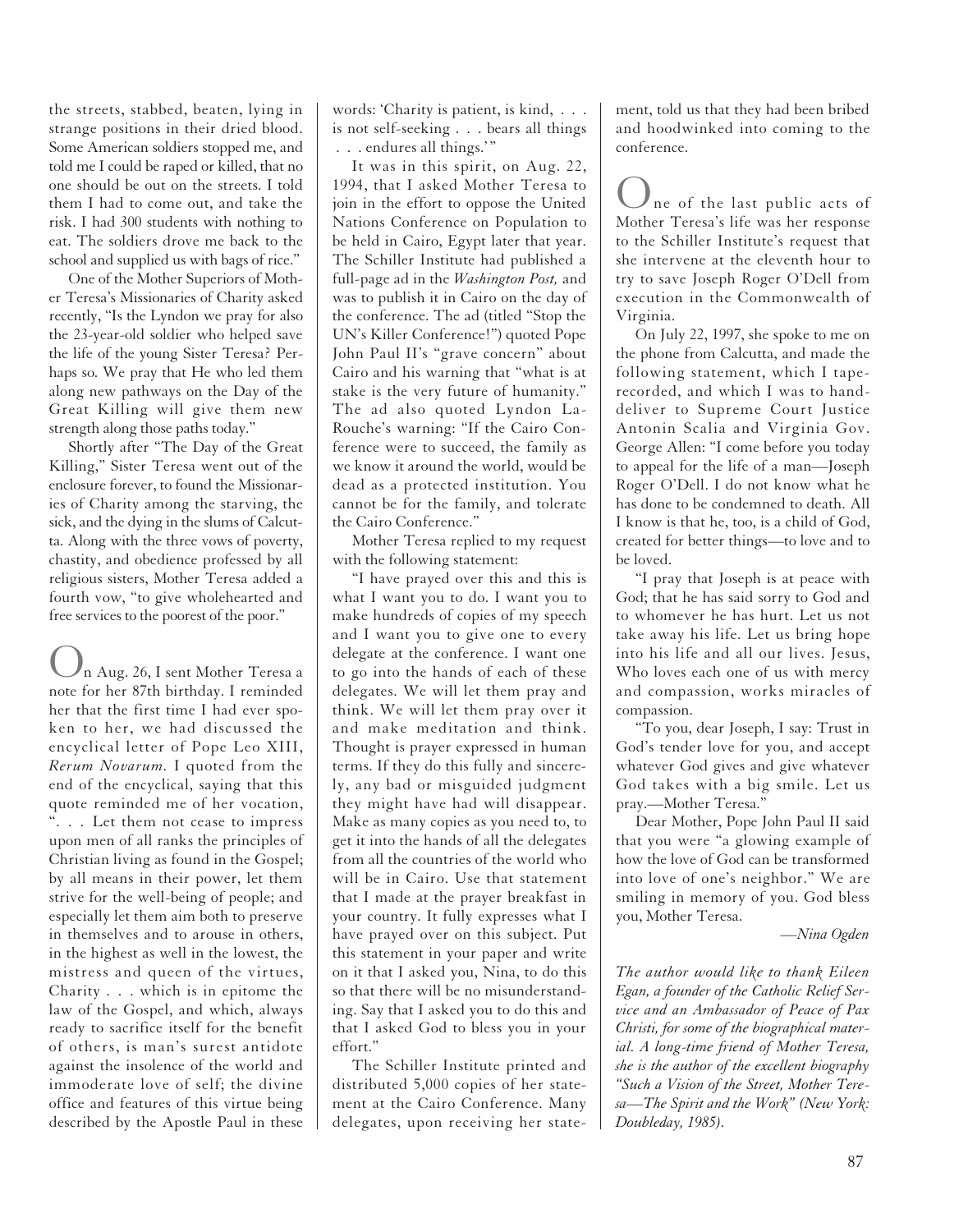the streets, stabbed, beaten, lying in strange positions in their dried blood. Some American soldiers stopped me, and told me I could be raped or killed, that no one should be out on the streets. I told them I had to come out, and take the risk. I had 300 students with nothing to eat. The soldiers drove me back to the school and supplied us with bags of rice."

One of the Mother Superiors of Mother Teresa's Missionaries of Charity asked recently, "Is the Lyndon we pray for also the 23-year-old soldier who helped save the life of the young Sister Teresa? Perhaps so. We pray that He who led them along new pathways on the Day of the Great Killing will give them new strength along those paths today."

Shortly after "The Day of the Great Killing," Sister Teresa went out of the enclosure forever, to found the Missionaries of Charity among the starving, the sick, and the dying in the slums of Calcutta. Along with the three vows of poverty, chastity, and obedience professed by all religious sisters, Mother Teresa added a fourth vow, "to give wholehearted and free services to the poorest of the poor."

On Aug. 26, I sent Mother Teresa a note for her 87th birthday. I reminded her that the first time I had ever spoken to her, we had discussed the encyclical letter of Pope Leo XIII, *Rerum Novarum.* I quoted from the end of the encyclical, saying that this quote reminded me of her vocation, ". . . Let them not cease to impress upon men of all ranks the principles of Christian living as found in the Gospel; by all means in their power, let them strive for the well-being of people; and especially let them aim both to preserve in themselves and to arouse in others, in the highest as well in the lowest, the mistress and queen of the virtues, Charity . . . which is in epitome the law of the Gospel, and which, always ready to sacrifice itself for the benefit of others, is man's surest antidote against the insolence of the world and immoderate love of self; the divine office and features of this virtue being described by the Apostle Paul in these words: 'Charity is patient, is kind, . . . is not self-seeking . . . bears all things . . . endures all things.' "

It was in this spirit, on Aug. 22, 1994, that I asked Mother Teresa to join in the effort to oppose the United Nations Conference on Population to be held in Cairo, Egypt later that year. The Schiller Institute had published a full-page ad in the *Washington Post,* and was to publish it in Cairo on the day of the conference. The ad (titled "Stop the UN's Killer Conference!") quoted Pope John Paul II's "grave concern" about Cairo and his warning that "what is at stake is the very future of humanity." The ad also quoted Lyndon LaRouche's warning: "If the Cairo Conference were to succeed, the family as we know it around the world, would be dead as a protected institution. You cannot be for the family, and tolerate the Cairo Conference."

Mother Teresa replied to my request with the following statement:

"I have prayed over this and this is what I want you to do. I want you to make hundreds of copies of my speech and I want you to give one to every delegate at the conference. I want one to go into the hands of each of these delegates. We will let them pray and think. We will let them pray over it and make meditation and think. Thought is prayer expressed in human terms. If they do this fully and sincerely, any bad or misguided judgment they might have had will disappear. Make as many copies as you need to, to get it into the hands of all the delegates from all the countries of the world who will be in Cairo. Use that statement that I made at the prayer breakfast in your country. It fully expresses what I have prayed over on this subject. Put this statement in your paper and write on it that I asked you, Nina, to do this so that there will be no misunderstanding. Say that I asked you to do this and that I asked God to bless you in your effort."

The Schiller Institute printed and distributed 5,000 copies of her statement at the Cairo Conference. Many delegates, upon receiving her statement, told us that they had been bribed and hoodwinked into coming to the conference.

One of the last public acts of Mother Teresa's life was her response to the Schiller Institute's request that she intervene at the eleventh hour to try to save Joseph Roger O'Dell from execution in the Commonwealth of Virginia.

On July 22, 1997, she spoke to me on the phone from Calcutta, and made the following statement, which I tape-recorded, and which I was to hand-deliver to Supreme Court Justice Antonin Scalia and Virginia Gov. George Allen: "I come before you today to appeal for the life of a man—Joseph Roger O'Dell. I do not know what he has done to be condemned to death. All I know is that he, too, is a child of God, created for better things—to love and to be loved.

"I pray that Joseph is at peace with God; that he has said sorry to God and to whomever he has hurt. Let us not take away his life. Let us bring hope into his life and all our lives. Jesus, Who loves each one of us with mercy and compassion, works miracles of compassion.

"To you, dear Joseph, I say: Trust in God's tender love for you, and accept whatever God gives and give whatever God takes with a big smile. Let us pray.—Mother Teresa."

Dear Mother, Pope John Paul II said that you were "a glowing example of how the love of God can be transformed into love of one's neighbor." We are smiling in memory of you. God bless you, Mother Teresa.

—*Nina Ogden*

*The author would like to thank Eileen Egan, a founder of the Catholic Relief Service and an Ambassador of Peace of Pax Christi, for some of the biographical material. A long-time friend of Mother Teresa, she is the author of the excellent biography "Such a Vision of the Street, Mother Teresa—The Spirit and the Work" (New York: Doubleday, 1985).*